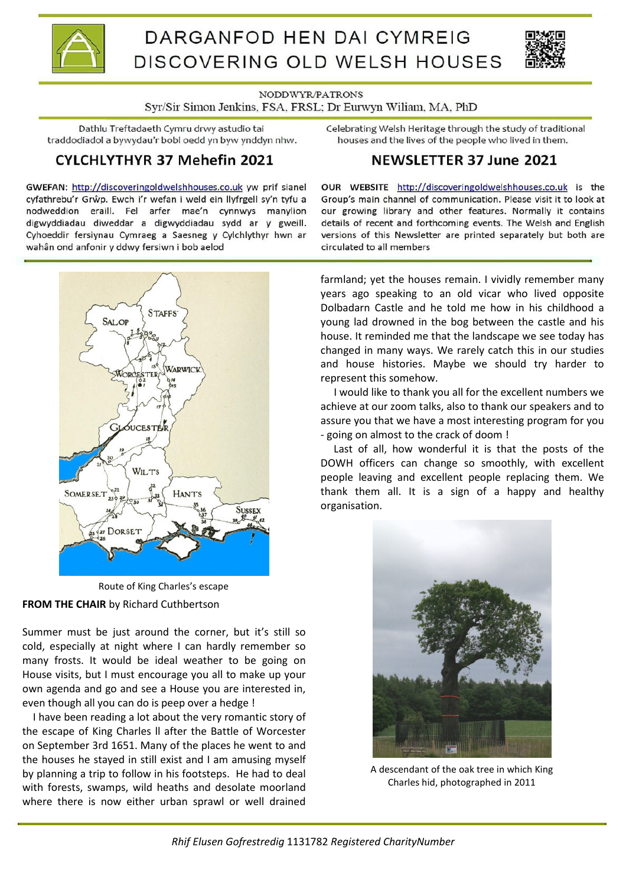# DARGANFOD HEN DAI CYMREIG
# DISCOVERING OLD WELSH HOUSES

NODDWYR/PATRONS
Syr/Sir Simon Jenkins, FSA, FRSL; Dr Eurwyn Wiliam, MA, PhD

Dathlu Treftadaeth Cymru drwy astudio tai traddodiadol a bywydau'r bobl oedd yn byw ynddyn nhw.

Celebrating Welsh Heritage through the study of traditional houses and the lives of the people who lived in them.

## CYLCHLYTHYR 37 Mehefin 2021

## NEWSLETTER 37 June 2021

**GWEFAN:** http://discoveringoldwelshhouses.co.uk yw prif sianel cyfathrebu'r Grŵp. Ewch i'r wefan i weld ein llyfrgell sy'n tyfu a nodweddion eraill. Fel arfer mae'n cynnwys manylion digwyddiadau diweddar a digwyddiadau sydd ar y gweill. Cyhoeddir fersiynau Cymraeg a Saesneg y Cylchlythyr hwn ar wahân ond anfonir y ddwy fersiwn i bob aelod

**OUR WEBSITE** http://discoveringoldwelshhouses.co.uk is the Group's main channel of communication. Please visit it to look at our growing library and other features. Normally it contains details of recent and forthcoming events. The Welsh and English versions of this Newsletter are printed separately but both are circulated to all members

Route of King Charles's escape

**FROM THE CHAIR** by Richard Cuthbertson

Summer must be just around the corner, but it's still so cold, especially at night where I can hardly remember so many frosts. It would be ideal weather to be going on House visits, but I must encourage you all to make up your own agenda and go and see a House you are interested in, even though all you can do is peep over a hedge !

I have been reading a lot about the very romantic story of the escape of King Charles ll after the Battle of Worcester on September 3rd 1651. Many of the places he went to and the houses he stayed in still exist and I am amusing myself by planning a trip to follow in his footsteps. He had to deal with forests, swamps, wild heaths and desolate moorland where there is now either urban sprawl or well drained farmland; yet the houses remain. I vividly remember many years ago speaking to an old vicar who lived opposite Dolbadarn Castle and he told me how in his childhood a young lad drowned in the bog between the castle and his house. It reminded me that the landscape we see today has changed in many ways. We rarely catch this in our studies and house histories. Maybe we should try harder to represent this somehow.

I would like to thank you all for the excellent numbers we achieve at our zoom talks, also to thank our speakers and to assure you that we have a most interesting program for you - going on almost to the crack of doom !

Last of all, how wonderful it is that the posts of the DOWH officers can change so smoothly, with excellent people leaving and excellent people replacing them. We thank them all. It is a sign of a happy and healthy organisation.

A descendant of the oak tree in which King Charles hid, photographed in 2011

*Rhif Elusen Gofrestredig* 1131782 *Registered CharityNumber*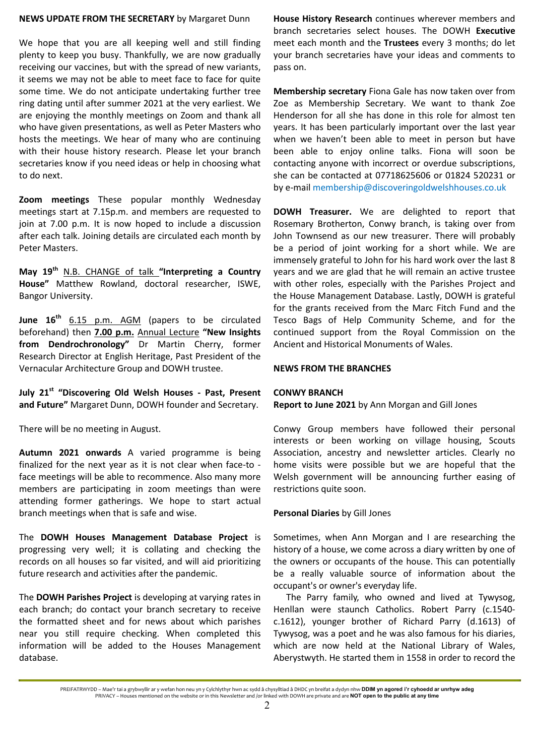## NEWS UPDATE FROM THE SECRETARY by Margaret Dunn

We hope that you are all keeping well and still finding plenty to keep you busy. Thankfully, we are now gradually receiving our vaccines, but with the spread of new variants, it seems we may not be able to meet face to face for quite some time. We do not anticipate undertaking further tree ring dating until after summer 2021 at the very earliest. We are enjoying the monthly meetings on Zoom and thank all who have given presentations, as well as Peter Masters who hosts the meetings. We hear of many who are continuing with their house history research. Please let your branch secretaries know if you need ideas or help in choosing what to do next.

**Zoom meetings** These popular monthly Wednesday meetings start at 7.15p.m. and members are requested to join at 7.00 p.m. It is now hoped to include a discussion after each talk. Joining details are circulated each month by Peter Masters.

**May 19th** N.B. CHANGE of talk **"Interpreting a Country House"** Matthew Rowland, doctoral researcher, ISWE, Bangor University.

**June 16th** 6.15 p.m. AGM (papers to be circulated beforehand) then **7.00 p.m.** Annual Lecture **"New Insights from Dendrochronology"** Dr Martin Cherry, former Research Director at English Heritage, Past President of the Vernacular Architecture Group and DOWH trustee.

**July 21st "Discovering Old Welsh Houses - Past, Present and Future"** Margaret Dunn, DOWH founder and Secretary.

There will be no meeting in August.

**Autumn 2021 onwards** A varied programme is being finalized for the next year as it is not clear when face-to - face meetings will be able to recommence. Also many more members are participating in zoom meetings than were attending former gatherings. We hope to start actual branch meetings when that is safe and wise.

The **DOWH Houses Management Database Project** is progressing very well; it is collating and checking the records on all houses so far visited, and will aid prioritizing future research and activities after the pandemic.

The **DOWH Parishes Project** is developing at varying rates in each branch; do contact your branch secretary to receive the formatted sheet and for news about which parishes near you still require checking. When completed this information will be added to the Houses Management database.

**House History Research** continues wherever members and branch secretaries select houses. The DOWH **Executive** meet each month and the **Trustees** every 3 months; do let your branch secretaries have your ideas and comments to pass on.

**Membership secretary** Fiona Gale has now taken over from Zoe as Membership Secretary. We want to thank Zoe Henderson for all she has done in this role for almost ten years. It has been particularly important over the last year when we haven't been able to meet in person but have been able to enjoy online talks. Fiona will soon be contacting anyone with incorrect or overdue subscriptions, she can be contacted at 07718625606 or 01824 520231 or by e-mail membership@discoveringoldwelshhouses.co.uk

**DOWH Treasurer.** We are delighted to report that Rosemary Brotherton, Conwy branch, is taking over from John Townsend as our new treasurer. There will probably be a period of joint working for a short while. We are immensely grateful to John for his hard work over the last 8 years and we are glad that he will remain an active trustee with other roles, especially with the Parishes Project and the House Management Database. Lastly, DOWH is grateful for the grants received from the Marc Fitch Fund and the Tesco Bags of Help Community Scheme, and for the continued support from the Royal Commission on the Ancient and Historical Monuments of Wales.

## NEWS FROM THE BRANCHES

### CONWY BRANCH

**Report to June 2021** by Ann Morgan and Gill Jones

Conwy Group members have followed their personal interests or been working on village housing, Scouts Association, ancestry and newsletter articles. Clearly no home visits were possible but we are hopeful that the Welsh government will be announcing further easing of restrictions quite soon.

**Personal Diaries** by Gill Jones

Sometimes, when Ann Morgan and I are researching the history of a house, we come across a diary written by one of the owners or occupants of the house. This can potentially be a really valuable source of information about the occupant's or owner's everyday life.

The Parry family, who owned and lived at Tywysog, Henllan were staunch Catholics. Robert Parry (c.1540-c.1612), younger brother of Richard Parry (d.1613) of Tywysog, was a poet and he was also famous for his diaries, which are now held at the National Library of Wales, Aberystwyth. He started them in 1558 in order to record the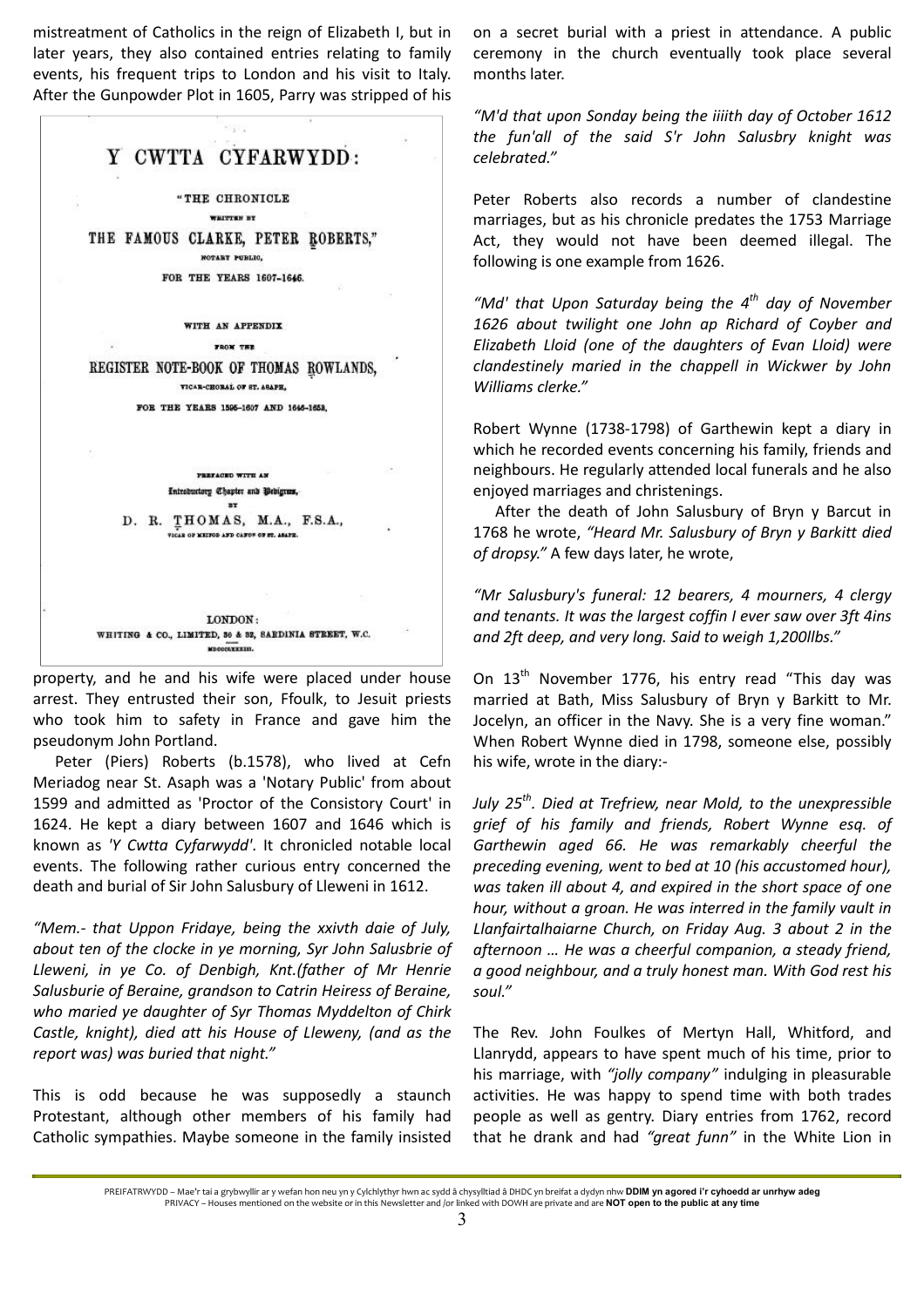mistreatment of Catholics in the reign of Elizabeth I, but in later years, they also contained entries relating to family events, his frequent trips to London and his visit to Italy. After the Gunpowder Plot in 1605, Parry was stripped of his property, and he and his wife were placed under house arrest. They entrusted their son, Ffoulk, to Jesuit priests who took him to safety in France and gave him the pseudonym John Portland.

Y CWTTA CYFARWYDD:

"THE CHRONICLE WRITTEN BY THE FAMOUS CLARKE, PETER ROBERTS," NOTARY PUBLIC, FOR THE YEARS 1607-1646.

WITH AN APPENDIX FROM THE REGISTER NOTE-BOOK OF THOMAS ROWLANDS, VICAR-CHORAL OF ST. ASAPH, FOR THE YEARS 1595-1607 AND 1646-1653,

PREFACED WITH AN Introductory Chapter and Pedigrees, BY D. R. THOMAS, M.A., F.S.A., VICAR OF MEIFOD AND CANON OF ST. ASAPH.

LONDON: WHITING & CO., LIMITED, 30 & 32, SARDINIA STREET, W.C. MDCCCLXXXIII.

Peter (Piers) Roberts (b.1578), who lived at Cefn Meriadog near St. Asaph was a 'Notary Public' from about 1599 and admitted as 'Proctor of the Consistory Court' in 1624. He kept a diary between 1607 and 1646 which is known as *'Y Cwtta Cyfarwydd'*. It chronicled notable local events. The following rather curious entry concerned the death and burial of Sir John Salusbury of Lleweni in 1612.

*"Mem.- that Uppon Fridaye, being the xxivth daie of July, about ten of the clocke in ye morning, Syr John Salusbrie of Lleweni, in ye Co. of Denbigh, Knt.(father of Mr Henrie Salusburie of Beraine, grandson to Catrin Heiress of Beraine, who maried ye daughter of Syr Thomas Myddelton of Chirk Castle, knight), died att his House of Lleweny, (and as the report was) was buried that night."*

This is odd because he was supposedly a staunch Protestant, although other members of his family had Catholic sympathies. Maybe someone in the family insisted on a secret burial with a priest in attendance. A public ceremony in the church eventually took place several months later.

*"M'd that upon Sonday being the iiiith day of October 1612 the fun'all of the said S'r John Salusbry knight was celebrated."*

Peter Roberts also records a number of clandestine marriages, but as his chronicle predates the 1753 Marriage Act, they would not have been deemed illegal. The following is one example from 1626.

*"Md' that Upon Saturday being the 4th day of November 1626 about twilight one John ap Richard of Coyber and Elizabeth Lloid (one of the daughters of Evan Lloid) were clandestinely maried in the chappell in Wickwer by John Williams clerke."*

Robert Wynne (1738-1798) of Garthewin kept a diary in which he recorded events concerning his family, friends and neighbours. He regularly attended local funerals and he also enjoyed marriages and christenings.

After the death of John Salusbury of Bryn y Barcut in 1768 he wrote, *"Heard Mr. Salusbury of Bryn y Barkitt died of dropsy."* A few days later, he wrote,

*"Mr Salusbury's funeral: 12 bearers, 4 mourners, 4 clergy and tenants. It was the largest coffin I ever saw over 3ft 4ins and 2ft deep, and very long. Said to weigh 1,200llbs."*

On 13th November 1776, his entry read "This day was married at Bath, Miss Salusbury of Bryn y Barkitt to Mr. Jocelyn, an officer in the Navy. She is a very fine woman." When Robert Wynne died in 1798, someone else, possibly his wife, wrote in the diary:-

*July 25th. Died at Trefriew, near Mold, to the unexpressible grief of his family and friends, Robert Wynne esq. of Garthewin aged 66. He was remarkably cheerful the preceding evening, went to bed at 10 (his accustomed hour), was taken ill about 4, and expired in the short space of one hour, without a groan. He was interred in the family vault in Llanfairtalhaiarne Church, on Friday Aug. 3 about 2 in the afternoon … He was a cheerful companion, a steady friend, a good neighbour, and a truly honest man. With God rest his soul."*

The Rev. John Foulkes of Mertyn Hall, Whitford, and Llanrydd, appears to have spent much of his time, prior to his marriage, with *"jolly company"* indulging in pleasurable activities. He was happy to spend time with both trades people as well as gentry. Diary entries from 1762, record that he drank and had *"great funn"* in the White Lion in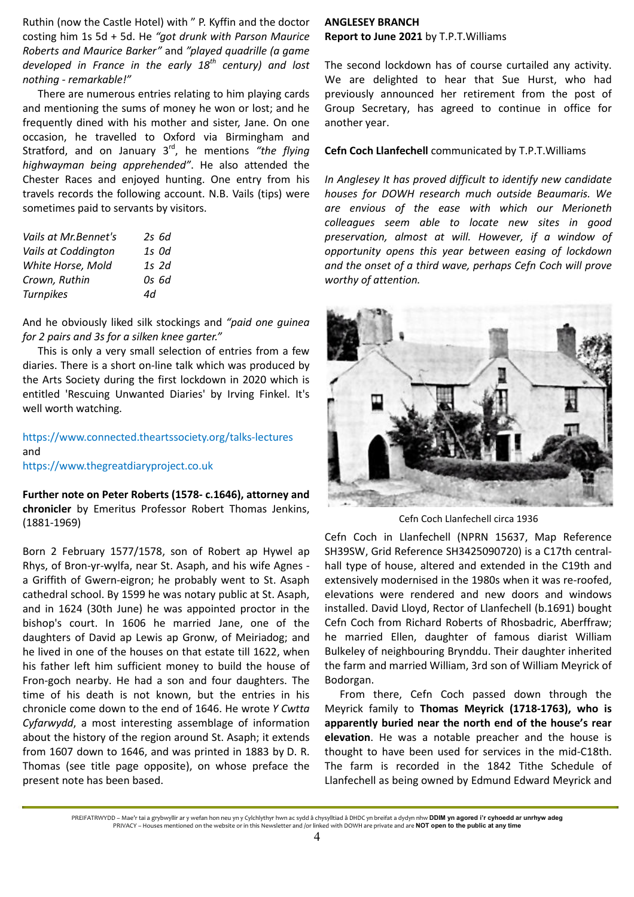Ruthin (now the Castle Hotel) with " P. Kyffin and the doctor costing him 1s 5d + 5d. He *"got drunk with Parson Maurice Roberts and Maurice Barker"* and *"played quadrille (a game developed in France in the early 18th century) and lost nothing - remarkable!"*

There are numerous entries relating to him playing cards and mentioning the sums of money he won or lost; and he frequently dined with his mother and sister, Jane. On one occasion, he travelled to Oxford via Birmingham and Stratford, and on January 3rd, he mentions *"the flying highwayman being apprehended"*. He also attended the Chester Races and enjoyed hunting. One entry from his travels records the following account. N.B. Vails (tips) were sometimes paid to servants by visitors.

| | |
|---|---|
| *Vails at Mr.Bennet's* | *2s 6d* |
| *Vails at Coddington* | *1s 0d* |
| *White Horse, Mold* | *1s 2d* |
| *Crown, Ruthin* | *0s 6d* |
| *Turnpikes* | *4d* |

And he obviously liked silk stockings and *"paid one guinea for 2 pairs and 3s for a silken knee garter."*

This is only a very small selection of entries from a few diaries. There is a short on-line talk which was produced by the Arts Society during the first lockdown in 2020 which is entitled 'Rescuing Unwanted Diaries' by Irving Finkel. It's well worth watching.

https://www.connected.theartssociety.org/talks-lectures
and
https://www.thegreatdiaryproject.co.uk

**Further note on Peter Roberts (1578- c.1646), attorney and chronicler** by Emeritus Professor Robert Thomas Jenkins, (1881-1969)

Born 2 February 1577/1578, son of Robert ap Hywel ap Rhys, of Bron-yr-wylfa, near St. Asaph, and his wife Agnes - a Griffith of Gwern-eigron; he probably went to St. Asaph cathedral school. By 1599 he was notary public at St. Asaph, and in 1624 (30th June) he was appointed proctor in the bishop's court. In 1606 he married Jane, one of the daughters of David ap Lewis ap Gronw, of Meiriadog; and he lived in one of the houses on that estate till 1622, when his father left him sufficient money to build the house of Fron-goch nearby. He had a son and four daughters. The time of his death is not known, but the entries in his chronicle come down to the end of 1646. He wrote *Y Cwtta Cyfarwydd*, a most interesting assemblage of information about the history of the region around St. Asaph; it extends from 1607 down to 1646, and was printed in 1883 by D. R. Thomas (see title page opposite), on whose preface the present note has been based.

## ANGLESEY BRANCH

**Report to June 2021** by T.P.T.Williams

The second lockdown has of course curtailed any activity. We are delighted to hear that Sue Hurst, who had previously announced her retirement from the post of Group Secretary, has agreed to continue in office for another year.

**Cefn Coch Llanfechell** communicated by T.P.T.Williams

*In Anglesey It has proved difficult to identify new candidate houses for DOWH research much outside Beaumaris. We are envious of the ease with which our Merioneth colleagues seem able to locate new sites in good preservation, almost at will. However, if a window of opportunity opens this year between easing of lockdown and the onset of a third wave, perhaps Cefn Coch will prove worthy of attention.*

Cefn Coch Llanfechell circa 1936

Cefn Coch in Llanfechell (NPRN 15637, Map Reference SH39SW, Grid Reference SH3425090720) is a C17th central-hall type of house, altered and extended in the C19th and extensively modernised in the 1980s when it was re-roofed, elevations were rendered and new doors and windows installed. David Lloyd, Rector of Llanfechell (b.1691) bought Cefn Coch from Richard Roberts of Rhosbadric, Aberffraw; he married Ellen, daughter of famous diarist William Bulkeley of neighbouring Brynddu. Their daughter inherited the farm and married William, 3rd son of William Meyrick of Bodorgan.

From there, Cefn Coch passed down through the Meyrick family to **Thomas Meyrick (1718-1763), who is apparently buried near the north end of the house's rear elevation**. He was a notable preacher and the house is thought to have been used for services in the mid-C18th. The farm is recorded in the 1842 Tithe Schedule of Llanfechell as being owned by Edmund Edward Meyrick and

PREIFATRWYDD – Mae'r tai a grybwyllir ar y wefan hon neu yn y Cylchlythyr hwn ac sydd â chysylltiad â DHDC yn breifat a dydyn nhw **DDIM yn agored i'r cyhoedd ar unrhyw adeg**
PRIVACY – Houses mentioned on the website or in this Newsletter and /or linked with DOWH are private and are **NOT open to the public at any time**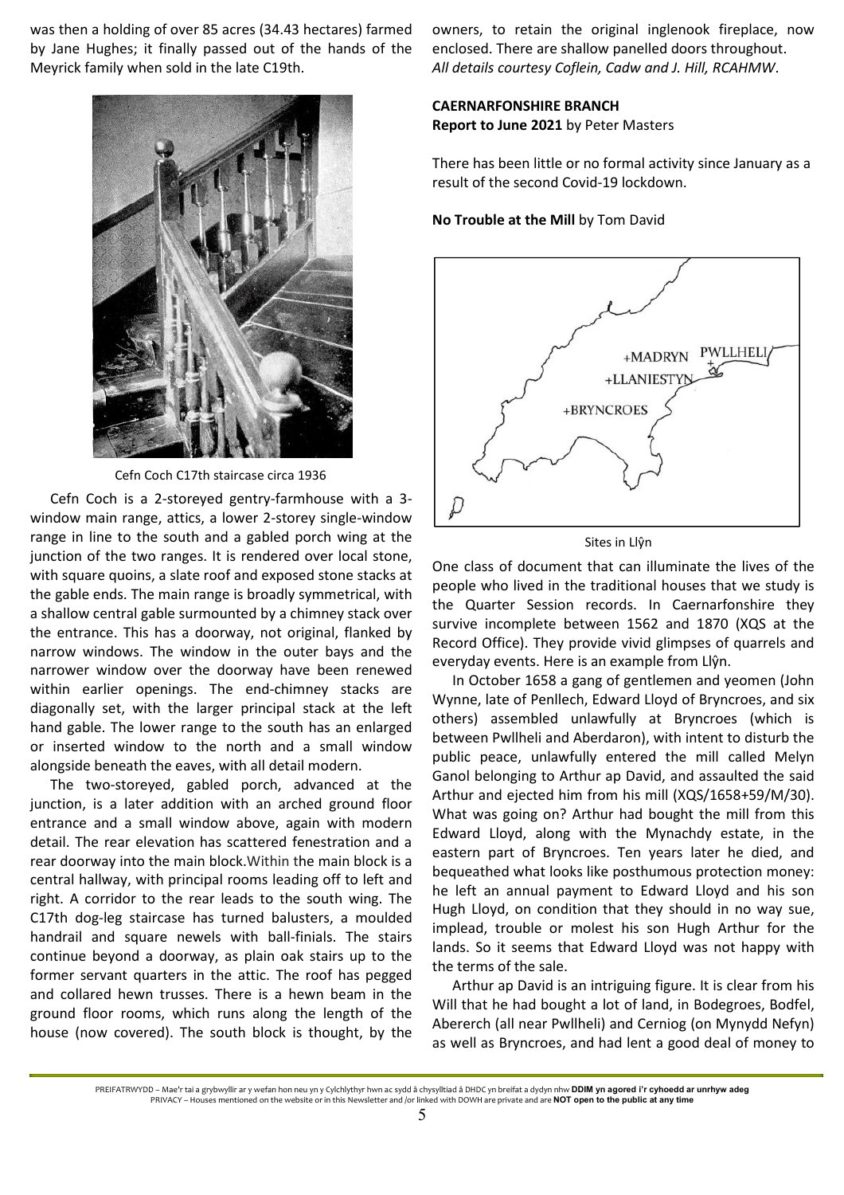was then a holding of over 85 acres (34.43 hectares) farmed by Jane Hughes; it finally passed out of the hands of the Meyrick family when sold in the late C19th.

Cefn Coch C17th staircase circa 1936

Cefn Coch is a 2-storeyed gentry-farmhouse with a 3-window main range, attics, a lower 2-storey single-window range in line to the south and a gabled porch wing at the junction of the two ranges. It is rendered over local stone, with square quoins, a slate roof and exposed stone stacks at the gable ends. The main range is broadly symmetrical, with a shallow central gable surmounted by a chimney stack over the entrance. This has a doorway, not original, flanked by narrow windows. The window in the outer bays and the narrower window over the doorway have been renewed within earlier openings. The end-chimney stacks are diagonally set, with the larger principal stack at the left hand gable. The lower range to the south has an enlarged or inserted window to the north and a small window alongside beneath the eaves, with all detail modern.

The two-storeyed, gabled porch, advanced at the junction, is a later addition with an arched ground floor entrance and a small window above, again with modern detail. The rear elevation has scattered fenestration and a rear doorway into the main block. Within the main block is a central hallway, with principal rooms leading off to left and right. A corridor to the rear leads to the south wing. The C17th dog-leg staircase has turned balusters, a moulded handrail and square newels with ball-finials. The stairs continue beyond a doorway, as plain oak stairs up to the former servant quarters in the attic. The roof has pegged and collared hewn trusses. There is a hewn beam in the ground floor rooms, which runs along the length of the house (now covered). The south block is thought, by the owners, to retain the original inglenook fireplace, now enclosed. There are shallow panelled doors throughout.
*All details courtesy Coflein, Cadw and J. Hill, RCAHMW*.

## CAERNARFONSHIRE BRANCH

**Report to June 2021** by Peter Masters

There has been little or no formal activity since January as a result of the second Covid-19 lockdown.

**No Trouble at the Mill** by Tom David

Sites in Llŷn

One class of document that can illuminate the lives of the people who lived in the traditional houses that we study is the Quarter Session records. In Caernarfonshire they survive incomplete between 1562 and 1870 (XQS at the Record Office). They provide vivid glimpses of quarrels and everyday events. Here is an example from Llŷn.

In October 1658 a gang of gentlemen and yeomen (John Wynne, late of Penllech, Edward Lloyd of Bryncroes, and six others) assembled unlawfully at Bryncroes (which is between Pwllheli and Aberdaron), with intent to disturb the public peace, unlawfully entered the mill called Melyn Ganol belonging to Arthur ap David, and assaulted the said Arthur and ejected him from his mill (XQS/1658+59/M/30). What was going on? Arthur had bought the mill from this Edward Lloyd, along with the Mynachdy estate, in the eastern part of Bryncroes. Ten years later he died, and bequeathed what looks like posthumous protection money: he left an annual payment to Edward Lloyd and his son Hugh Lloyd, on condition that they should in no way sue, implead, trouble or molest his son Hugh Arthur for the lands. So it seems that Edward Lloyd was not happy with the terms of the sale.

Arthur ap David is an intriguing figure. It is clear from his Will that he had bought a lot of land, in Bodegroes, Bodfel, Abererch (all near Pwllheli) and Cerniog (on Mynydd Nefyn) as well as Bryncroes, and had lent a good deal of money to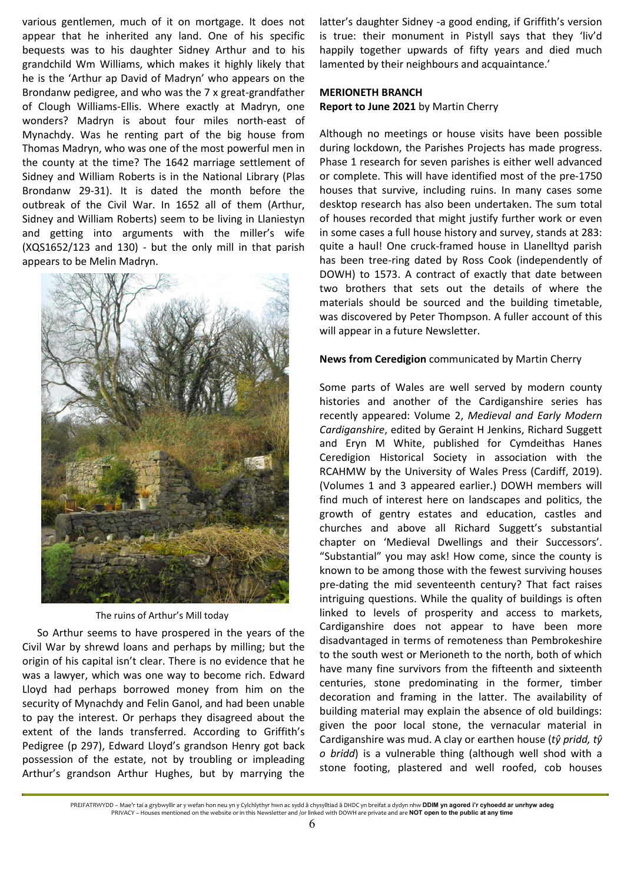various gentlemen, much of it on mortgage. It does not appear that he inherited any land. One of his specific bequests was to his daughter Sidney Arthur and to his grandchild Wm Williams, which makes it highly likely that he is the 'Arthur ap David of Madryn' who appears on the Brondanw pedigree, and who was the 7 x great-grandfather of Clough Williams-Ellis. Where exactly at Madryn, one wonders? Madryn is about four miles north-east of Mynachdy. Was he renting part of the big house from Thomas Madryn, who was one of the most powerful men in the county at the time? The 1642 marriage settlement of Sidney and William Roberts is in the National Library (Plas Brondanw 29-31). It is dated the month before the outbreak of the Civil War. In 1652 all of them (Arthur, Sidney and William Roberts) seem to be living in Llaniestyn and getting into arguments with the miller's wife (XQS1652/123 and 130) - but the only mill in that parish appears to be Melin Madryn.

The ruins of Arthur's Mill today

So Arthur seems to have prospered in the years of the Civil War by shrewd loans and perhaps by milling; but the origin of his capital isn't clear. There is no evidence that he was a lawyer, which was one way to become rich. Edward Lloyd had perhaps borrowed money from him on the security of Mynachdy and Felin Ganol, and had been unable to pay the interest. Or perhaps they disagreed about the extent of the lands transferred. According to Griffith's Pedigree (p 297), Edward Lloyd's grandson Henry got back possession of the estate, not by troubling or impleading Arthur's grandson Arthur Hughes, but by marrying the latter's daughter Sidney -a good ending, if Griffith's version is true: their monument in Pistyll says that they 'liv'd happily together upwards of fifty years and died much lamented by their neighbours and acquaintance.'

**MERIONETH BRANCH**
**Report to June 2021** by Martin Cherry

Although no meetings or house visits have been possible during lockdown, the Parishes Projects has made progress. Phase 1 research for seven parishes is either well advanced or complete. This will have identified most of the pre-1750 houses that survive, including ruins. In many cases some desktop research has also been undertaken. The sum total of houses recorded that might justify further work or even in some cases a full house history and survey, stands at 283: quite a haul! One cruck-framed house in Llanelltyd parish has been tree-ring dated by Ross Cook (independently of DOWH) to 1573. A contract of exactly that date between two brothers that sets out the details of where the materials should be sourced and the building timetable, was discovered by Peter Thompson. A fuller account of this will appear in a future Newsletter.

**News from Ceredigion** communicated by Martin Cherry

Some parts of Wales are well served by modern county histories and another of the Cardiganshire series has recently appeared: Volume 2, *Medieval and Early Modern Cardiganshire*, edited by Geraint H Jenkins, Richard Suggett and Eryn M White, published for Cymdeithas Hanes Ceredigion Historical Society in association with the RCAHMW by the University of Wales Press (Cardiff, 2019). (Volumes 1 and 3 appeared earlier.) DOWH members will find much of interest here on landscapes and politics, the growth of gentry estates and education, castles and churches and above all Richard Suggett's substantial chapter on 'Medieval Dwellings and their Successors'. "Substantial" you may ask! How come, since the county is known to be among those with the fewest surviving houses pre-dating the mid seventeenth century? That fact raises intriguing questions. While the quality of buildings is often linked to levels of prosperity and access to markets, Cardiganshire does not appear to have been more disadvantaged in terms of remoteness than Pembrokeshire to the south west or Merioneth to the north, both of which have many fine survivors from the fifteenth and sixteenth centuries, stone predominating in the former, timber decoration and framing in the latter. The availability of building material may explain the absence of old buildings: given the poor local stone, the vernacular material in Cardiganshire was mud. A clay or earthen house (*tŷ pridd, tŷ o bridd*) is a vulnerable thing (although well shod with a stone footing, plastered and well roofed, cob houses

PREIFATRWYDD – Mae'r tai a grybwyllir ar y wefan hon neu yn y Cylchlythyr hwn ac sydd â chysylltiad â DHDC yn breifat a dydyn nhw **DDIM yn agored i'r cyhoedd ar unrhyw adeg**
PRIVACY – Houses mentioned on the website or in this Newsletter and /or linked with DOWH are private and are **NOT open to the public at any time**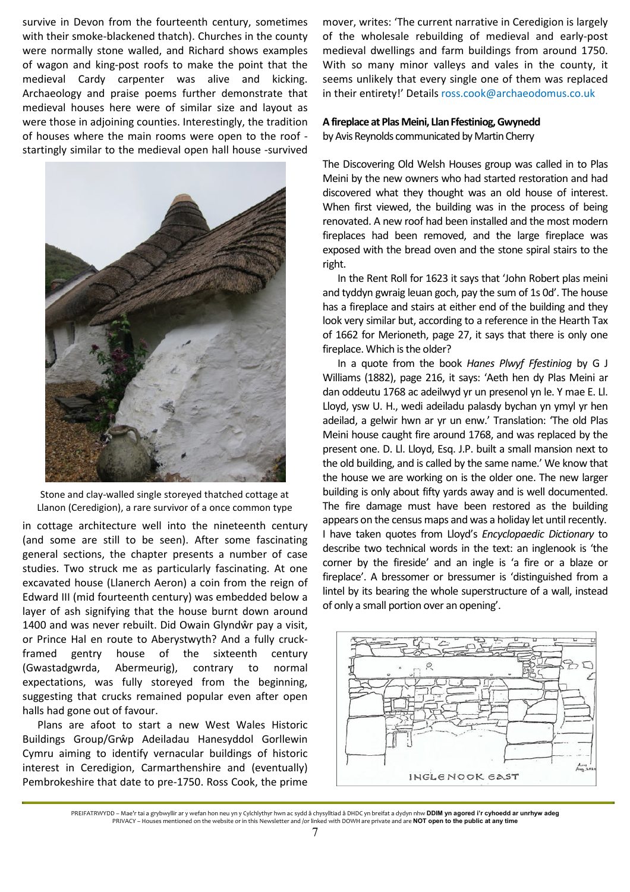survive in Devon from the fourteenth century, sometimes with their smoke-blackened thatch). Churches in the county were normally stone walled, and Richard shows examples of wagon and king-post roofs to make the point that the medieval Cardy carpenter was alive and kicking. Archaeology and praise poems further demonstrate that medieval houses here were of similar size and layout as were those in adjoining counties. Interestingly, the tradition of houses where the main rooms were open to the roof - startingly similar to the medieval open hall house -survived in cottage architecture well into the nineteenth century (and some are still to be seen). After some fascinating general sections, the chapter presents a number of case studies. Two struck me as particularly fascinating. At one excavated house (Llanerch Aeron) a coin from the reign of Edward III (mid fourteenth century) was embedded below a layer of ash signifying that the house burnt down around 1400 and was never rebuilt. Did Owain Glyndŵr pay a visit, or Prince Hal en route to Aberystwyth? And a fully cruck-framed gentry house of the sixteenth century (Gwastadgwrda, Abermeurig), contrary to normal expectations, was fully storeyed from the beginning, suggesting that crucks remained popular even after open halls had gone out of favour.

Stone and clay-walled single storeyed thatched cottage at Llanon (Ceredigion), a rare survivor of a once common type

Plans are afoot to start a new West Wales Historic Buildings Group/Grŵp Adeiladau Hanesyddol Gorllewin Cymru aiming to identify vernacular buildings of historic interest in Ceredigion, Carmarthenshire and (eventually) Pembrokeshire that date to pre-1750. Ross Cook, the prime mover, writes: 'The current narrative in Ceredigion is largely of the wholesale rebuilding of medieval and early-post medieval dwellings and farm buildings from around 1750. With so many minor valleys and vales in the county, it seems unlikely that every single one of them was replaced in their entirety!' Details ross.cook@archaeodomus.co.uk

**A fireplace at Plas Meini, Llan Ffestiniog, Gwynedd**
by Avis Reynolds communicated by Martin Cherry

The Discovering Old Welsh Houses group was called in to Plas Meini by the new owners who had started restoration and had discovered what they thought was an old house of interest. When first viewed, the building was in the process of being renovated. A new roof had been installed and the most modern fireplaces had been removed, and the large fireplace was exposed with the bread oven and the stone spiral stairs to the right.

In the Rent Roll for 1623 it says that 'John Robert plas meini and tyddyn gwraig leuan goch, pay the sum of 1s 0d'. The house has a fireplace and stairs at either end of the building and they look very similar but, according to a reference in the Hearth Tax of 1662 for Merioneth, page 27, it says that there is only one fireplace. Which is the older?

In a quote from the book *Hanes Plwyf Ffestiniog* by G J Williams (1882), page 216, it says: 'Aeth hen dy Plas Meini ar dan oddeutu 1768 ac adeilwyd yr un presenol yn le. Y mae E. Ll. Lloyd, ysw U. H., wedi adeiladu palasdy bychan yn ymyl yr hen adeilad, a gelwir hwn ar yr un enw.' Translation: 'The old Plas Meini house caught fire around 1768, and was replaced by the present one. D. Ll. Lloyd, Esq. J.P. built a small mansion next to the old building, and is called by the same name.' We know that the house we are working on is the older one. The new larger building is only about fifty yards away and is well documented. The fire damage must have been restored as the building appears on the census maps and was a holiday let until recently. I have taken quotes from Lloyd's *Encyclopaedic Dictionary* to describe two technical words in the text: an inglenook is 'the corner by the fireside' and an ingle is 'a fire or a blaze or fireplace'. A bressomer or bressumer is 'distinguished from a lintel by its bearing the whole superstructure of a wall, instead of only a small portion over an opening'.

INGLENOOK EAST

PREIFATRWYDD – Mae'r tai a grybwyllir ar y wefan hon neu yn y Cylchlythyr hwn ac sydd â chysylltiad â DHDC yn breifat a dydyn nhw **DDIM yn agored i'r cyhoedd ar unrhyw adeg**
PRIVACY – Houses mentioned on the website or in this Newsletter and /or linked with DOWH are private and are **NOT open to the public at any time**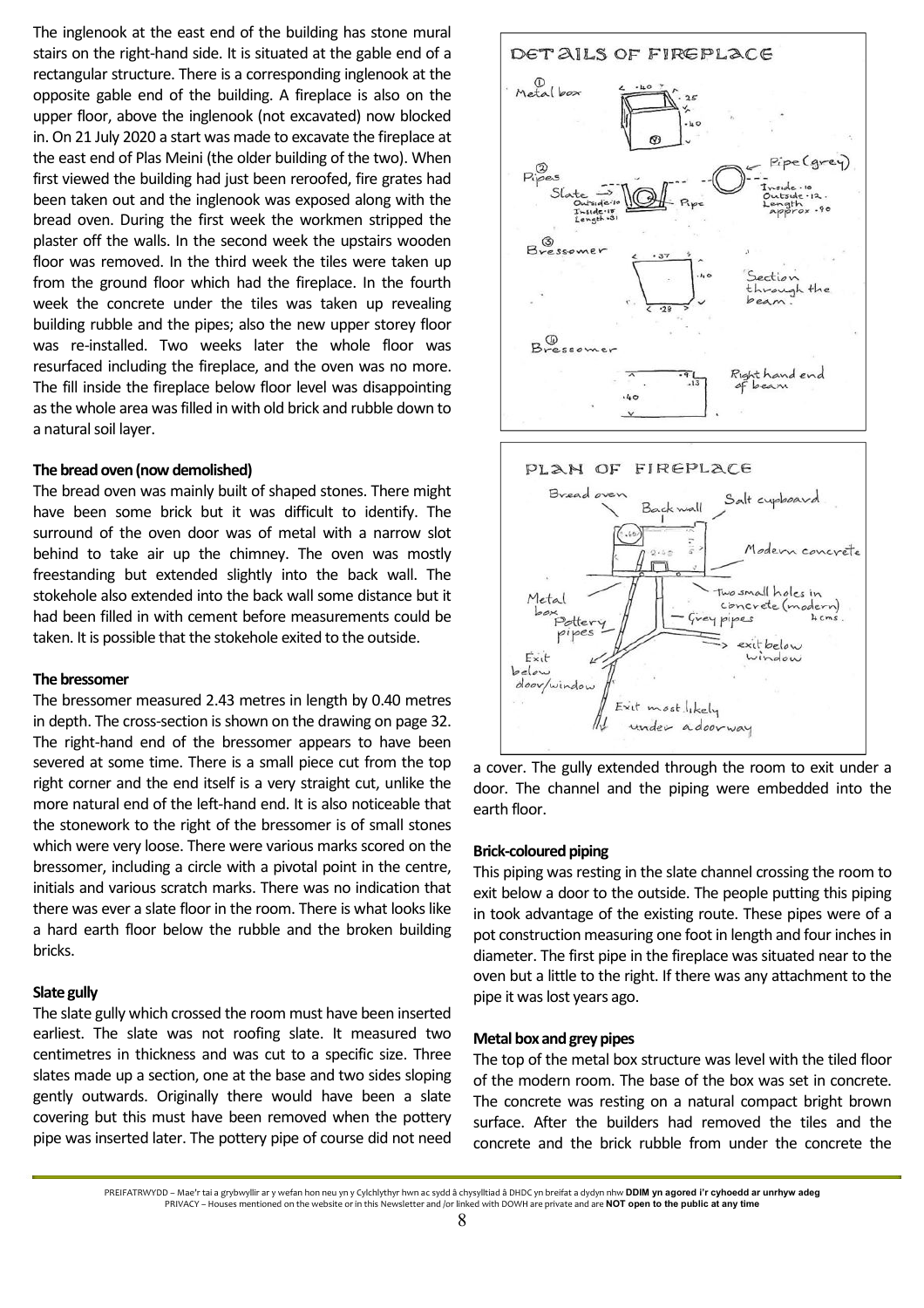The inglenook at the east end of the building has stone mural stairs on the right-hand side. It is situated at the gable end of a rectangular structure. There is a corresponding inglenook at the opposite gable end of the building. A fireplace is also on the upper floor, above the inglenook (not excavated) now blocked in. On 21 July 2020 a start was made to excavate the fireplace at the east end of Plas Meini (the older building of the two). When first viewed the building had just been reroofed, fire grates had been taken out and the inglenook was exposed along with the bread oven. During the first week the workmen stripped the plaster off the walls. In the second week the upstairs wooden floor was removed. In the third week the tiles were taken up from the ground floor which had the fireplace. In the fourth week the concrete under the tiles was taken up revealing building rubble and the pipes; also the new upper storey floor was re-installed. Two weeks later the whole floor was resurfaced including the fireplace, and the oven was no more. The fill inside the fireplace below floor level was disappointing as the whole area was filled in with old brick and rubble down to a natural soil layer.

**The bread oven (now demolished)**

The bread oven was mainly built of shaped stones. There might have been some brick but it was difficult to identify. The surround of the oven door was of metal with a narrow slot behind to take air up the chimney. The oven was mostly freestanding but extended slightly into the back wall. The stokehole also extended into the back wall some distance but it had been filled in with cement before measurements could be taken. It is possible that the stokehole exited to the outside.

**The bressomer**

The bressomer measured 2.43 metres in length by 0.40 metres in depth. The cross-section is shown on the drawing on page 32. The right-hand end of the bressomer appears to have been severed at some time. There is a small piece cut from the top right corner and the end itself is a very straight cut, unlike the more natural end of the left-hand end. It is also noticeable that the stonework to the right of the bressomer is of small stones which were very loose. There were various marks scored on the bressomer, including a circle with a pivotal point in the centre, initials and various scratch marks. There was no indication that there was ever a slate floor in the room. There is what looks like a hard earth floor below the rubble and the broken building bricks.

**Slate gully**

The slate gully which crossed the room must have been inserted earliest. The slate was not roofing slate. It measured two centimetres in thickness and was cut to a specific size. Three slates made up a section, one at the base and two sides sloping gently outwards. Originally there would have been a slate covering but this must have been removed when the pottery pipe was inserted later. The pottery pipe of course did not need a cover. The gully extended through the room to exit under a door. The channel and the piping were embedded into the earth floor.

**Brick-coloured piping**

This piping was resting in the slate channel crossing the room to exit below a door to the outside. The people putting this piping in took advantage of the existing route. These pipes were of a pot construction measuring one foot in length and four inches in diameter. The first pipe in the fireplace was situated near to the oven but a little to the right. If there was any attachment to the pipe it was lost years ago.

**Metal box and grey pipes**

The top of the metal box structure was level with the tiled floor of the modern room. The base of the box was set in concrete. The concrete was resting on a natural compact bright brown surface. After the builders had removed the tiles and the concrete and the brick rubble from under the concrete the

PREIFATRWYDD – Mae'r tai a grybwyllir ar y wefan hon neu yn y Cylchlythyr hwn ac sydd â chysylltiad â DHDC yn breifat a dydyn nhw **DDIM yn agored i'r cyhoedd ar unrhyw adeg**
PRIVACY – Houses mentioned on the website or in this Newsletter and /or linked with DOWH are private and are **NOT open to the public at any time**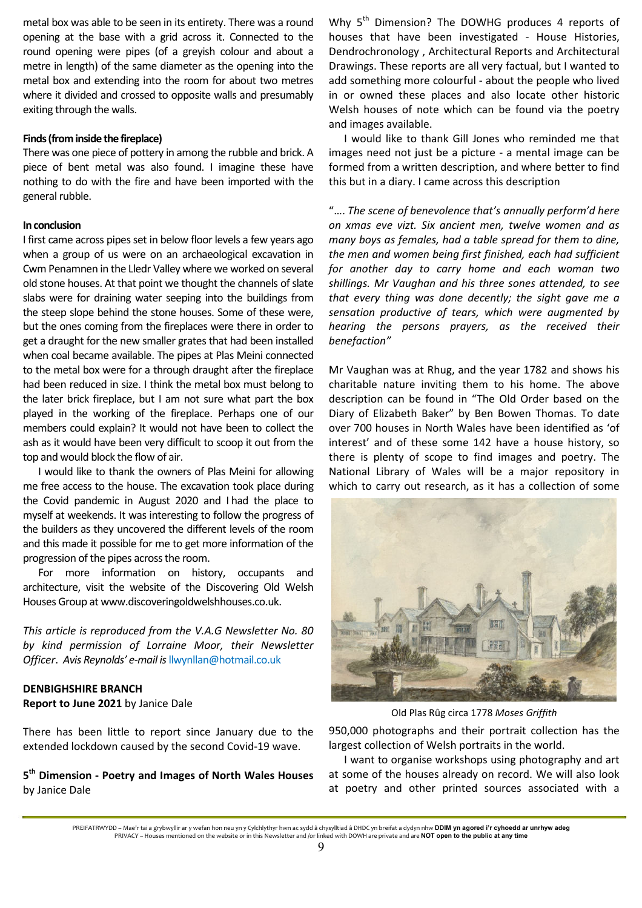metal box was able to be seen in its entirety. There was a round opening at the base with a grid across it. Connected to the round opening were pipes (of a greyish colour and about a metre in length) of the same diameter as the opening into the metal box and extending into the room for about two metres where it divided and crossed to opposite walls and presumably exiting through the walls.

**Finds (from inside the fireplace)**

There was one piece of pottery in among the rubble and brick. A piece of bent metal was also found. I imagine these have nothing to do with the fire and have been imported with the general rubble.

**In conclusion**

I first came across pipes set in below floor levels a few years ago when a group of us were on an archaeological excavation in Cwm Penamnen in the Lledr Valley where we worked on several old stone houses. At that point we thought the channels of slate slabs were for draining water seeping into the buildings from the steep slope behind the stone houses. Some of these were, but the ones coming from the fireplaces were there in order to get a draught for the new smaller grates that had been installed when coal became available. The pipes at Plas Meini connected to the metal box were for a through draught after the fireplace had been reduced in size. I think the metal box must belong to the later brick fireplace, but I am not sure what part the box played in the working of the fireplace. Perhaps one of our members could explain? It would not have been to collect the ash as it would have been very difficult to scoop it out from the top and would block the flow of air.

I would like to thank the owners of Plas Meini for allowing me free access to the house. The excavation took place during the Covid pandemic in August 2020 and I had the place to myself at weekends. It was interesting to follow the progress of the builders as they uncovered the different levels of the room and this made it possible for me to get more information of the progression of the pipes across the room.

For more information on history, occupants and architecture, visit the website of the Discovering Old Welsh Houses Group at www.discoveringoldwelshhouses.co.uk.

*This article is reproduced from the V.A.G Newsletter No. 80 by kind permission of Lorraine Moor, their Newsletter Officer. Avis Reynolds' e-mail is* llwynllan@hotmail.co.uk

**DENBIGHSHIRE BRANCH**

**Report to June 2021** by Janice Dale

There has been little to report since January due to the extended lockdown caused by the second Covid-19 wave.

**5th Dimension - Poetry and Images of North Wales Houses** by Janice Dale

Why 5th Dimension? The DOWHG produces 4 reports of houses that have been investigated - House Histories, Dendrochronology , Architectural Reports and Architectural Drawings. These reports are all very factual, but I wanted to add something more colourful - about the people who lived in or owned these places and also locate other historic Welsh houses of note which can be found via the poetry and images available.

I would like to thank Gill Jones who reminded me that images need not just be a picture - a mental image can be formed from a written description, and where better to find this but in a diary. I came across this description

"…. *The scene of benevolence that's annually perform'd here on xmas eve vizt. Six ancient men, twelve women and as many boys as females, had a table spread for them to dine, the men and women being first finished, each had sufficient for another day to carry home and each woman two shillings. Mr Vaughan and his three sones attended, to see that every thing was done decently; the sight gave me a sensation productive of tears, which were augmented by hearing the persons prayers, as the received their benefaction"*

Mr Vaughan was at Rhug, and the year 1782 and shows his charitable nature inviting them to his home. The above description can be found in "The Old Order based on the Diary of Elizabeth Baker" by Ben Bowen Thomas. To date over 700 houses in North Wales have been identified as 'of interest' and of these some 142 have a house history, so there is plenty of scope to find images and poetry. The National Library of Wales will be a major repository in which to carry out research, as it has a collection of some 950,000 photographs and their portrait collection has the largest collection of Welsh portraits in the world.

Old Plas Rûg circa 1778 *Moses Griffith*

I want to organise workshops using photography and art at some of the houses already on record. We will also look at poetry and other printed sources associated with a

PREIFATRWYDD – Mae'r tai a grybwyllir ar y wefan hon neu yn y Cylchlythyr hwn ac sydd â chysylltiad â DHDC yn breifat a dydyn nhw **DDIM yn agored i'r cyhoedd ar unrhyw adeg**
PRIVACY – Houses mentioned on the website or in this Newsletter and /or linked with DOWH are private and are **NOT open to the public at any time**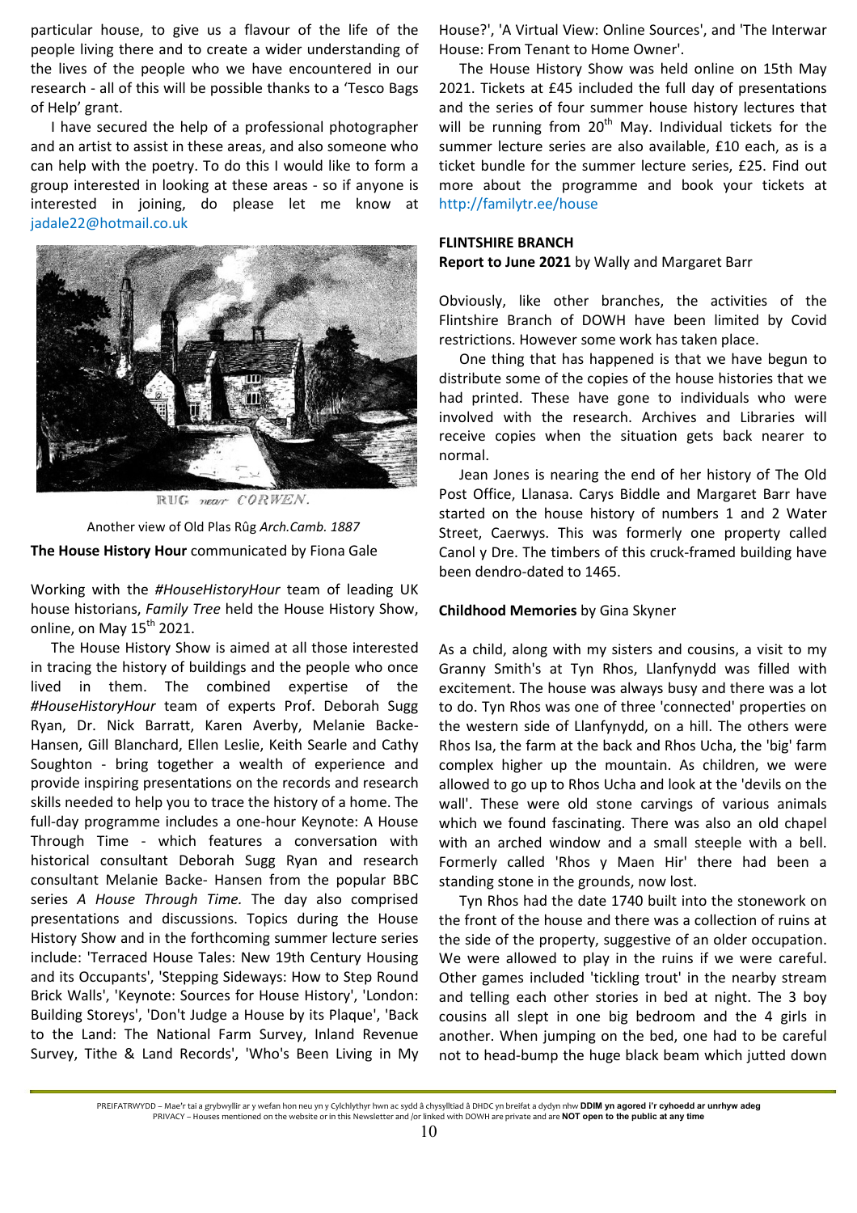particular house, to give us a flavour of the life of the people living there and to create a wider understanding of the lives of the people who we have encountered in our research - all of this will be possible thanks to a 'Tesco Bags of Help' grant.

I have secured the help of a professional photographer and an artist to assist in these areas, and also someone who can help with the poetry. To do this I would like to form a group interested in looking at these areas - so if anyone is interested in joining, do please let me know at jadale22@hotmail.co.uk

RUG near CORWEN.

Another view of Old Plas Rûg *Arch.Camb. 1887*

**The House History Hour** communicated by Fiona Gale

Working with the *#HouseHistoryHour* team of leading UK house historians, *Family Tree* held the House History Show, online, on May 15th 2021.

The House History Show is aimed at all those interested in tracing the history of buildings and the people who once lived in them. The combined expertise of the *#HouseHistoryHour* team of experts Prof. Deborah Sugg Ryan, Dr. Nick Barratt, Karen Averby, Melanie Backe-Hansen, Gill Blanchard, Ellen Leslie, Keith Searle and Cathy Soughton - bring together a wealth of experience and provide inspiring presentations on the records and research skills needed to help you to trace the history of a home. The full-day programme includes a one-hour Keynote: A House Through Time - which features a conversation with historical consultant Deborah Sugg Ryan and research consultant Melanie Backe- Hansen from the popular BBC series *A House Through Time.* The day also comprised presentations and discussions. Topics during the House History Show and in the forthcoming summer lecture series include: 'Terraced House Tales: New 19th Century Housing and its Occupants', 'Stepping Sideways: How to Step Round Brick Walls', 'Keynote: Sources for House History', 'London: Building Storeys', 'Don't Judge a House by its Plaque', 'Back to the Land: The National Farm Survey, Inland Revenue Survey, Tithe & Land Records', 'Who's Been Living in My House?', 'A Virtual View: Online Sources', and 'The Interwar House: From Tenant to Home Owner'.

The House History Show was held online on 15th May 2021. Tickets at £45 included the full day of presentations and the series of four summer house history lectures that will be running from 20th May. Individual tickets for the summer lecture series are also available, £10 each, as is a ticket bundle for the summer lecture series, £25. Find out more about the programme and book your tickets at http://familytr.ee/house

**FLINTSHIRE BRANCH**

**Report to June 2021** by Wally and Margaret Barr

Obviously, like other branches, the activities of the Flintshire Branch of DOWH have been limited by Covid restrictions. However some work has taken place.

One thing that has happened is that we have begun to distribute some of the copies of the house histories that we had printed. These have gone to individuals who were involved with the research. Archives and Libraries will receive copies when the situation gets back nearer to normal.

Jean Jones is nearing the end of her history of The Old Post Office, Llanasa. Carys Biddle and Margaret Barr have started on the house history of numbers 1 and 2 Water Street, Caerwys. This was formerly one property called Canol y Dre. The timbers of this cruck-framed building have been dendro-dated to 1465.

**Childhood Memories** by Gina Skyner

As a child, along with my sisters and cousins, a visit to my Granny Smith's at Tyn Rhos, Llanfynydd was filled with excitement. The house was always busy and there was a lot to do. Tyn Rhos was one of three 'connected' properties on the western side of Llanfynydd, on a hill. The others were Rhos Isa, the farm at the back and Rhos Ucha, the 'big' farm complex higher up the mountain. As children, we were allowed to go up to Rhos Ucha and look at the 'devils on the wall'. These were old stone carvings of various animals which we found fascinating. There was also an old chapel with an arched window and a small steeple with a bell. Formerly called 'Rhos y Maen Hir' there had been a standing stone in the grounds, now lost.

Tyn Rhos had the date 1740 built into the stonework on the front of the house and there was a collection of ruins at the side of the property, suggestive of an older occupation. We were allowed to play in the ruins if we were careful. Other games included 'tickling trout' in the nearby stream and telling each other stories in bed at night. The 3 boy cousins all slept in one big bedroom and the 4 girls in another. When jumping on the bed, one had to be careful not to head-bump the huge black beam which jutted down

PREIFATRWYDD – Mae'r tai a grybwyllir ar y wefan hon neu yn y Cylchlythyr hwn ac sydd â chysylltiad â DHDC yn breifat a dydyn nhw **DDIM yn agored i'r cyhoedd ar unrhyw adeg**
PRIVACY – Houses mentioned on the website or in this Newsletter and /or linked with DOWH are private and are **NOT open to the public at any time**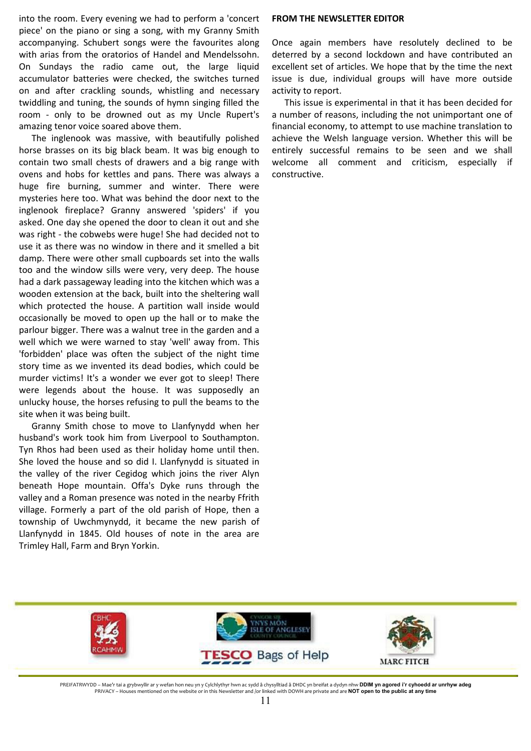into the room. Every evening we had to perform a 'concert piece' on the piano or sing a song, with my Granny Smith accompanying. Schubert songs were the favourites along with arias from the oratorios of Handel and Mendelssohn. On Sundays the radio came out, the large liquid accumulator batteries were checked, the switches turned on and after crackling sounds, whistling and necessary twiddling and tuning, the sounds of hymn singing filled the room - only to be drowned out as my Uncle Rupert's amazing tenor voice soared above them.

The inglenook was massive, with beautifully polished horse brasses on its big black beam. It was big enough to contain two small chests of drawers and a big range with ovens and hobs for kettles and pans. There was always a huge fire burning, summer and winter. There were mysteries here too. What was behind the door next to the inglenook fireplace? Granny answered 'spiders' if you asked. One day she opened the door to clean it out and she was right - the cobwebs were huge! She had decided not to use it as there was no window in there and it smelled a bit damp. There were other small cupboards set into the walls too and the window sills were very, very deep. The house had a dark passageway leading into the kitchen which was a wooden extension at the back, built into the sheltering wall which protected the house. A partition wall inside would occasionally be moved to open up the hall or to make the parlour bigger. There was a walnut tree in the garden and a well which we were warned to stay 'well' away from. This 'forbidden' place was often the subject of the night time story time as we invented its dead bodies, which could be murder victims! It's a wonder we ever got to sleep! There were legends about the house. It was supposedly an unlucky house, the horses refusing to pull the beams to the site when it was being built.

Granny Smith chose to move to Llanfynydd when her husband's work took him from Liverpool to Southampton. Tyn Rhos had been used as their holiday home until then. She loved the house and so did I. Llanfynydd is situated in the valley of the river Cegidog which joins the river Alyn beneath Hope mountain. Offa's Dyke runs through the valley and a Roman presence was noted in the nearby Ffrith village. Formerly a part of the old parish of Hope, then a township of Uwchmynydd, it became the new parish of Llanfynydd in 1845. Old houses of note in the area are Trimley Hall, Farm and Bryn Yorkin.

**FROM THE NEWSLETTER EDITOR**

Once again members have resolutely declined to be deterred by a second lockdown and have contributed an excellent set of articles. We hope that by the time the next issue is due, individual groups will have more outside activity to report.

This issue is experimental in that it has been decided for a number of reasons, including the not unimportant one of financial economy, to attempt to use machine translation to achieve the Welsh language version. Whether this will be entirely successful remains to be seen and we shall welcome all comment and criticism, especially if constructive.

CBHC RCAHMW

CYNGOR SIR YNYS MÔN ISLE OF ANGLESEY COUNTY COUNCIL

TESCO Bags of Help

MARC FITCH

PREIFATRWYDD – Mae'r tai a grybwyllir ar y wefan hon neu yn y Cylchlythyr hwn ac sydd â chysylltiad â DHDC yn breifat a dydyn nhw **DDIM yn agored i'r cyhoedd ar unrhyw adeg**
PRIVACY – Houses mentioned on the website or in this Newsletter and /or linked with DOWH are private and are **NOT open to the public at any time**